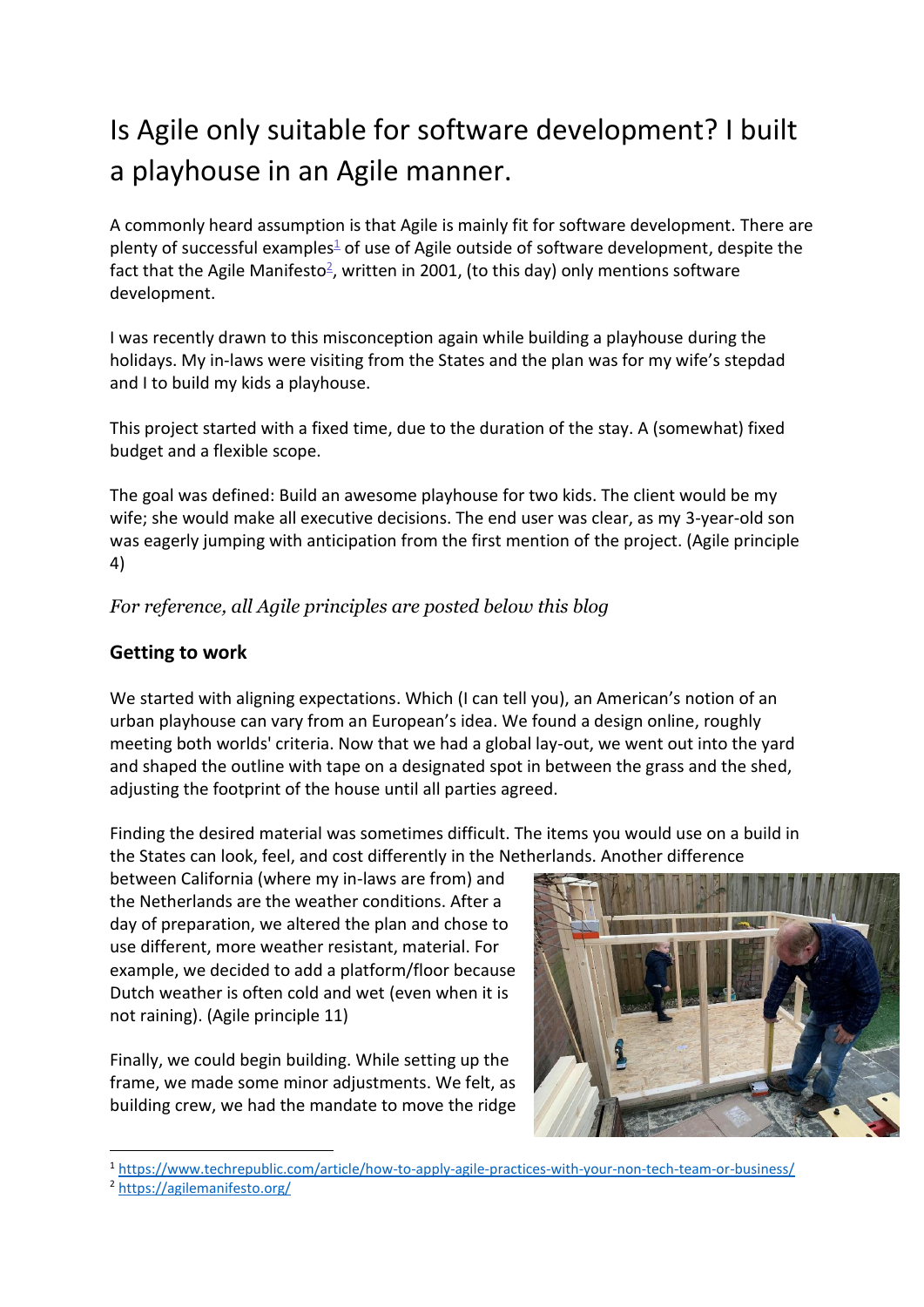# Is Agile only suitable for software development? I built a playhouse in an Agile manner.

A commonly heard assumption is that Agile is mainly fit for software development. There are plenty of successful examples[1] of use of Agile outside of software development, despite the fact that the Agile Manifesto[2], written in 2001, (to this day) only mentions software development.

I was recently drawn to this misconception again while building a playhouse during the holidays. My in-laws were visiting from the States and the plan was for my wife's stepdad and I to build my kids a playhouse.

This project started with a fixed time, due to the duration of the stay. A (somewhat) fixed budget and a flexible scope.

The goal was defined: Build an awesome playhouse for two kids. The client would be my wife; she would make all executive decisions. The end user was clear, as my 3-year-old son was eagerly jumping with anticipation from the first mention of the project. (Agile principle 4)

*For reference, all Agile principles are posted below this blog*

### Getting to work

We started with aligning expectations. Which (I can tell you), an American's notion of an urban playhouse can vary from an European's idea. We found a design online, roughly meeting both worlds' criteria. Now that we had a global lay-out, we went out into the yard and shaped the outline with tape on a designated spot in between the grass and the shed, adjusting the footprint of the house until all parties agreed.

Finding the desired material was sometimes difficult. The items you would use on a build in the States can look, feel, and cost differently in the Netherlands. Another difference between California (where my in-laws are from) and the Netherlands are the weather conditions. After a day of preparation, we altered the plan and chose to use different, more weather resistant, material. For example, we decided to add a platform/floor because Dutch weather is often cold and wet (even when it is not raining). (Agile principle 11)

Finally, we could begin building. While setting up the frame, we made some minor adjustments. We felt, as building crew, we had the mandate to move the ridge

[1] https://www.techrepublic.com/article/how-to-apply-agile-practices-with-your-non-tech-team-or-business/

[2] https://agilemanifesto.org/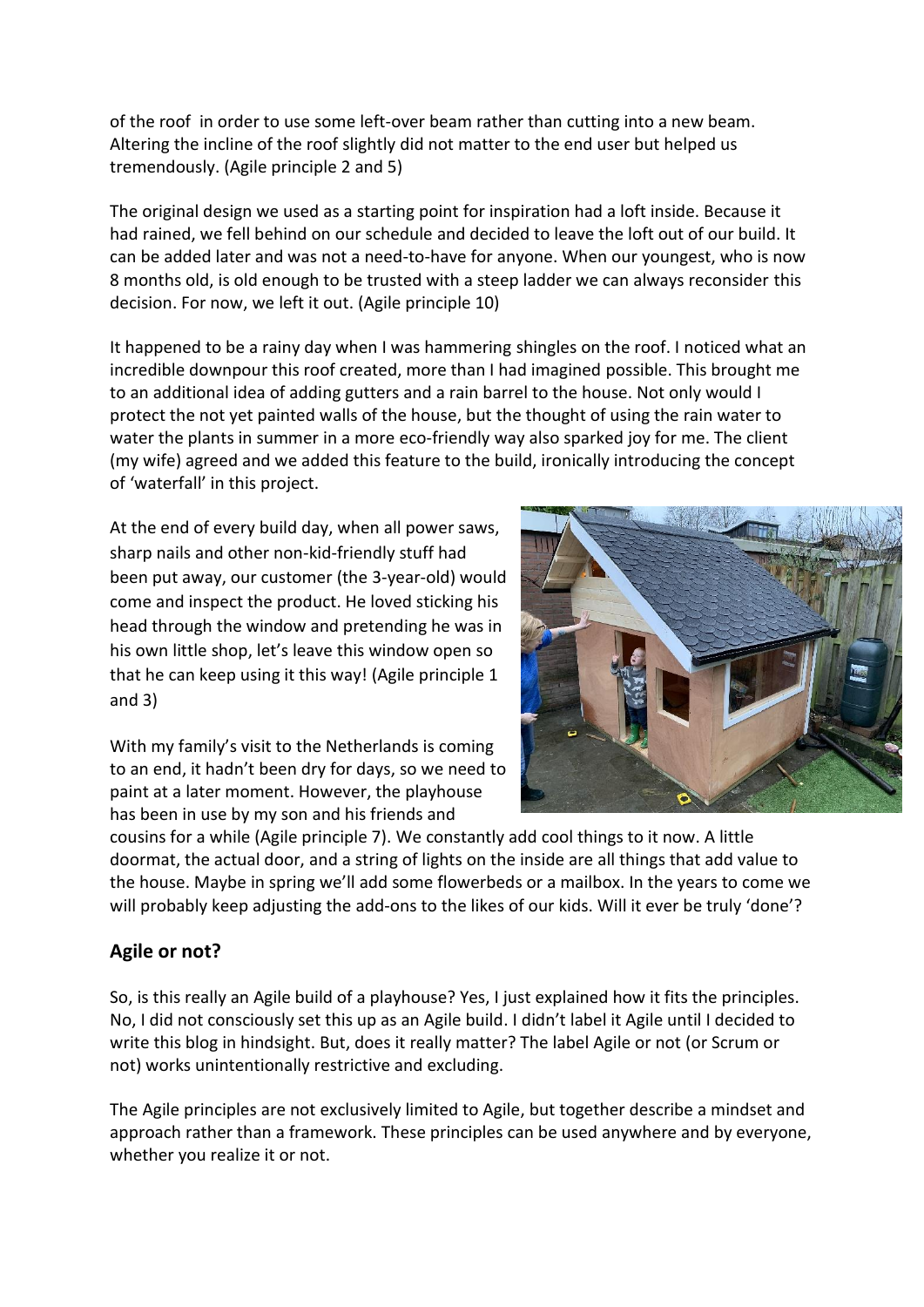of the roof in order to use some left-over beam rather than cutting into a new beam. Altering the incline of the roof slightly did not matter to the end user but helped us tremendously. (Agile principle 2 and 5)

The original design we used as a starting point for inspiration had a loft inside. Because it had rained, we fell behind on our schedule and decided to leave the loft out of our build. It can be added later and was not a need-to-have for anyone. When our youngest, who is now 8 months old, is old enough to be trusted with a steep ladder we can always reconsider this decision. For now, we left it out. (Agile principle 10)

It happened to be a rainy day when I was hammering shingles on the roof. I noticed what an incredible downpour this roof created, more than I had imagined possible. This brought me to an additional idea of adding gutters and a rain barrel to the house. Not only would I protect the not yet painted walls of the house, but the thought of using the rain water to water the plants in summer in a more eco-friendly way also sparked joy for me. The client (my wife) agreed and we added this feature to the build, ironically introducing the concept of 'waterfall' in this project.

At the end of every build day, when all power saws, sharp nails and other non-kid-friendly stuff had been put away, our customer (the 3-year-old) would come and inspect the product. He loved sticking his head through the window and pretending he was in his own little shop, let's leave this window open so that he can keep using it this way! (Agile principle 1 and 3)

With my family's visit to the Netherlands is coming to an end, it hadn't been dry for days, so we need to paint at a later moment. However, the playhouse has been in use by my son and his friends and cousins for a while (Agile principle 7). We constantly add cool things to it now. A little doormat, the actual door, and a string of lights on the inside are all things that add value to the house. Maybe in spring we'll add some flowerbeds or a mailbox. In the years to come we will probably keep adjusting the add-ons to the likes of our kids. Will it ever be truly 'done'?

## Agile or not?

So, is this really an Agile build of a playhouse? Yes, I just explained how it fits the principles. No, I did not consciously set this up as an Agile build. I didn't label it Agile until I decided to write this blog in hindsight. But, does it really matter? The label Agile or not (or Scrum or not) works unintentionally restrictive and excluding.

The Agile principles are not exclusively limited to Agile, but together describe a mindset and approach rather than a framework. These principles can be used anywhere and by everyone, whether you realize it or not.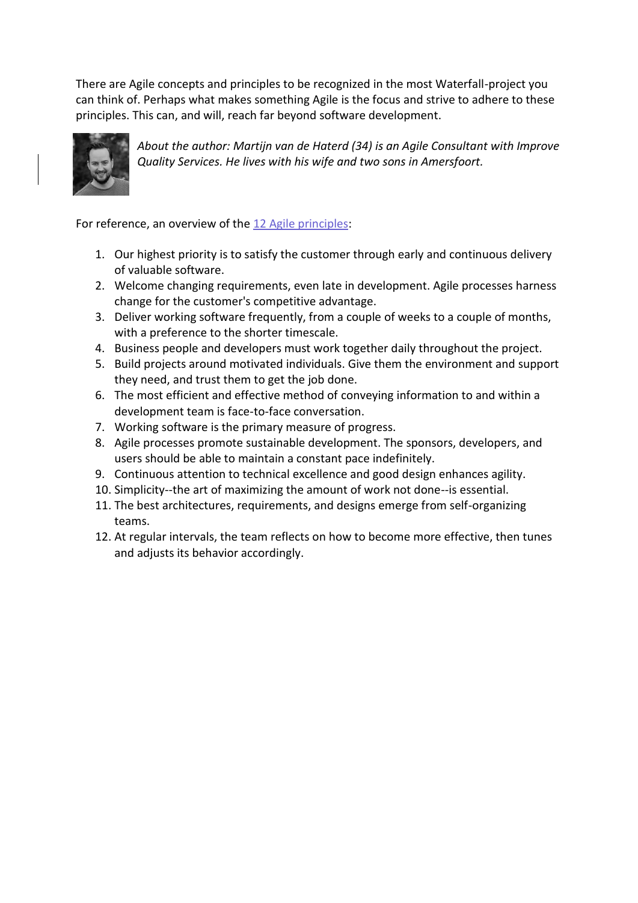There are Agile concepts and principles to be recognized in the most Waterfall-project you can think of. Perhaps what makes something Agile is the focus and strive to adhere to these principles. This can, and will, reach far beyond software development.

*About the author: Martijn van de Haterd (34) is an Agile Consultant with Improve Quality Services. He lives with his wife and two sons in Amersfoort.*

For reference, an overview of the [12 Agile principles]():

1. Our highest priority is to satisfy the customer through early and continuous delivery of valuable software.
2. Welcome changing requirements, even late in development. Agile processes harness change for the customer's competitive advantage.
3. Deliver working software frequently, from a couple of weeks to a couple of months, with a preference to the shorter timescale.
4. Business people and developers must work together daily throughout the project.
5. Build projects around motivated individuals. Give them the environment and support they need, and trust them to get the job done.
6. The most efficient and effective method of conveying information to and within a development team is face-to-face conversation.
7. Working software is the primary measure of progress.
8. Agile processes promote sustainable development. The sponsors, developers, and users should be able to maintain a constant pace indefinitely.
9. Continuous attention to technical excellence and good design enhances agility.
10. Simplicity--the art of maximizing the amount of work not done--is essential.
11. The best architectures, requirements, and designs emerge from self-organizing teams.
12. At regular intervals, the team reflects on how to become more effective, then tunes and adjusts its behavior accordingly.